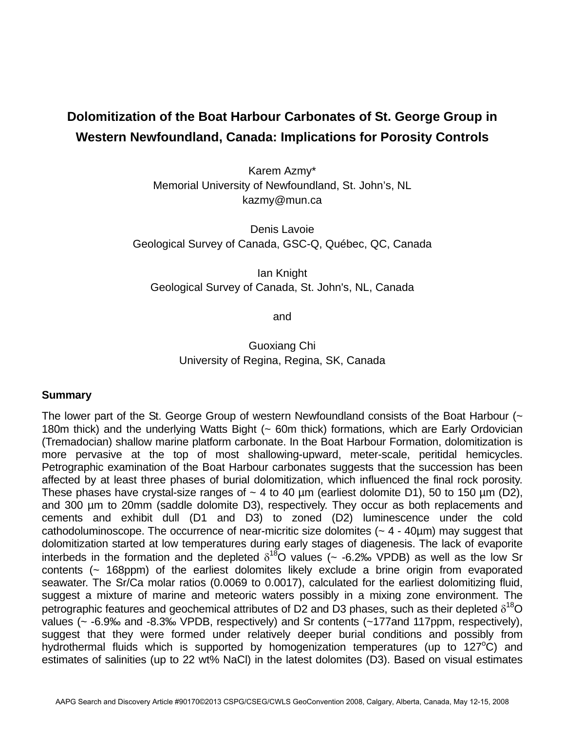# Dolomitization of the Boat Harbour Carbonates of St. George Group in Western Newfoundland, Canada: Implications for Porosity Controls

Karem Azmy*
Memorial University of Newfoundland, St. John's, NL
kazmy@mun.ca

Denis Lavoie
Geological Survey of Canada, GSC-Q, Québec, QC, Canada

Ian Knight
Geological Survey of Canada, St. John's, NL, Canada

and

Guoxiang Chi
University of Regina, Regina, SK, Canada

## Summary

The lower part of the St. George Group of western Newfoundland consists of the Boat Harbour (~ 180m thick) and the underlying Watts Bight (~ 60m thick) formations, which are Early Ordovician (Tremadocian) shallow marine platform carbonate. In the Boat Harbour Formation, dolomitization is more pervasive at the top of most shallowing-upward, meter-scale, peritidal hemicycles. Petrographic examination of the Boat Harbour carbonates suggests that the succession has been affected by at least three phases of burial dolomitization, which influenced the final rock porosity. These phases have crystal-size ranges of ~ 4 to 40 µm (earliest dolomite D1), 50 to 150 µm (D2), and 300 µm to 20mm (saddle dolomite D3), respectively. They occur as both replacements and cements and exhibit dull (D1 and D3) to zoned (D2) luminescence under the cold cathodoluminoscope. The occurrence of near-micritic size dolomites (~ 4 - 40µm) may suggest that dolomitization started at low temperatures during early stages of diagenesis. The lack of evaporite interbeds in the formation and the depleted $\delta^{18}O$ values (~ -6.2‰ VPDB) as well as the low Sr contents (~ 168ppm) of the earliest dolomites likely exclude a brine origin from evaporated seawater. The Sr/Ca molar ratios (0.0069 to 0.0017), calculated for the earliest dolomitizing fluid, suggest a mixture of marine and meteoric waters possibly in a mixing zone environment. The petrographic features and geochemical attributes of D2 and D3 phases, such as their depleted $\delta^{18}O$ values (~ -6.9‰ and -8.3‰ VPDB, respectively) and Sr contents (~177and 117ppm, respectively), suggest that they were formed under relatively deeper burial conditions and possibly from hydrothermal fluids which is supported by homogenization temperatures (up to 127$^{o}$C) and estimates of salinities (up to 22 wt% NaCl) in the latest dolomites (D3). Based on visual estimates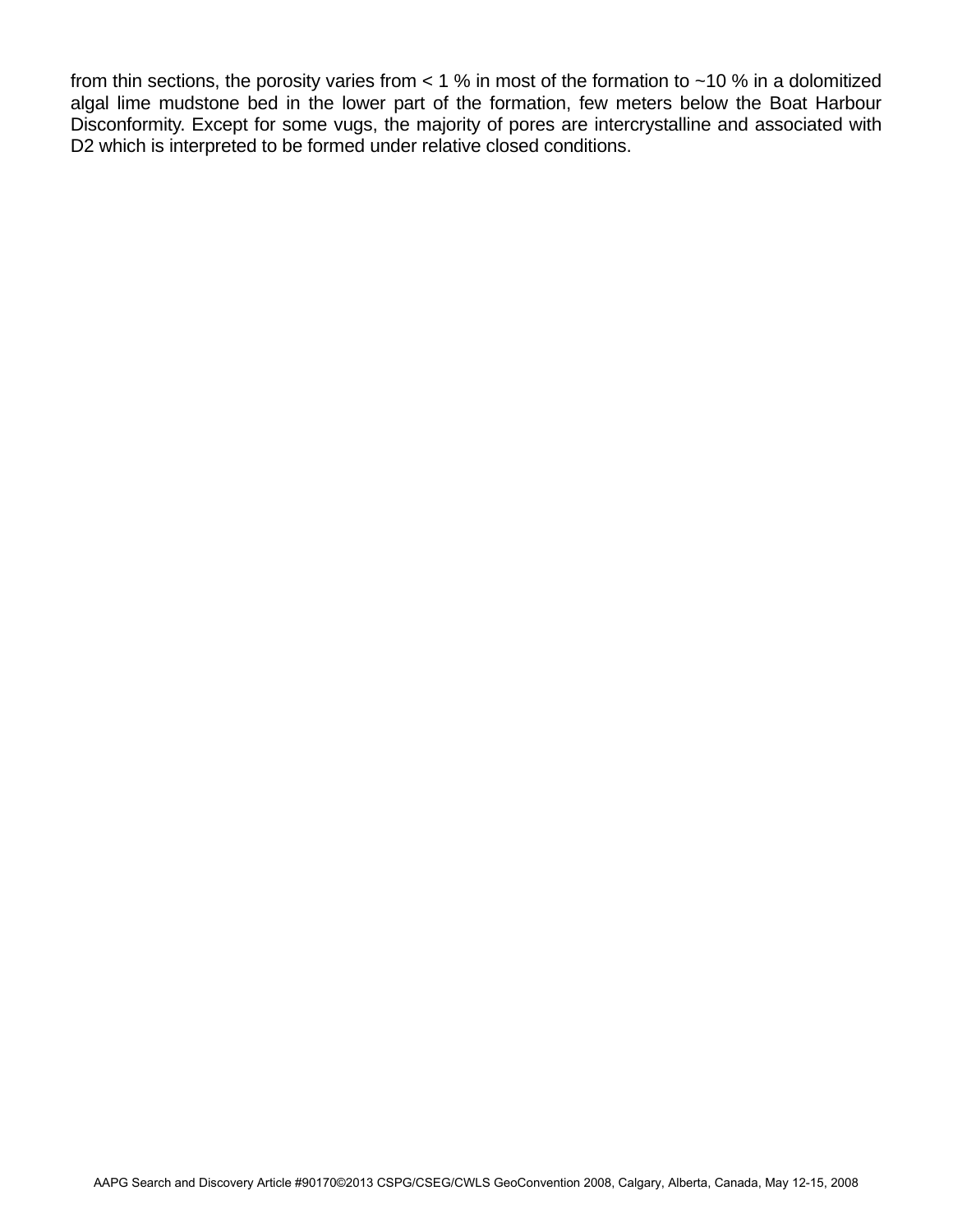from thin sections, the porosity varies from < 1 % in most of the formation to ~10 % in a dolomitized algal lime mudstone bed in the lower part of the formation, few meters below the Boat Harbour Disconformity. Except for some vugs, the majority of pores are intercrystalline and associated with D2 which is interpreted to be formed under relative closed conditions.